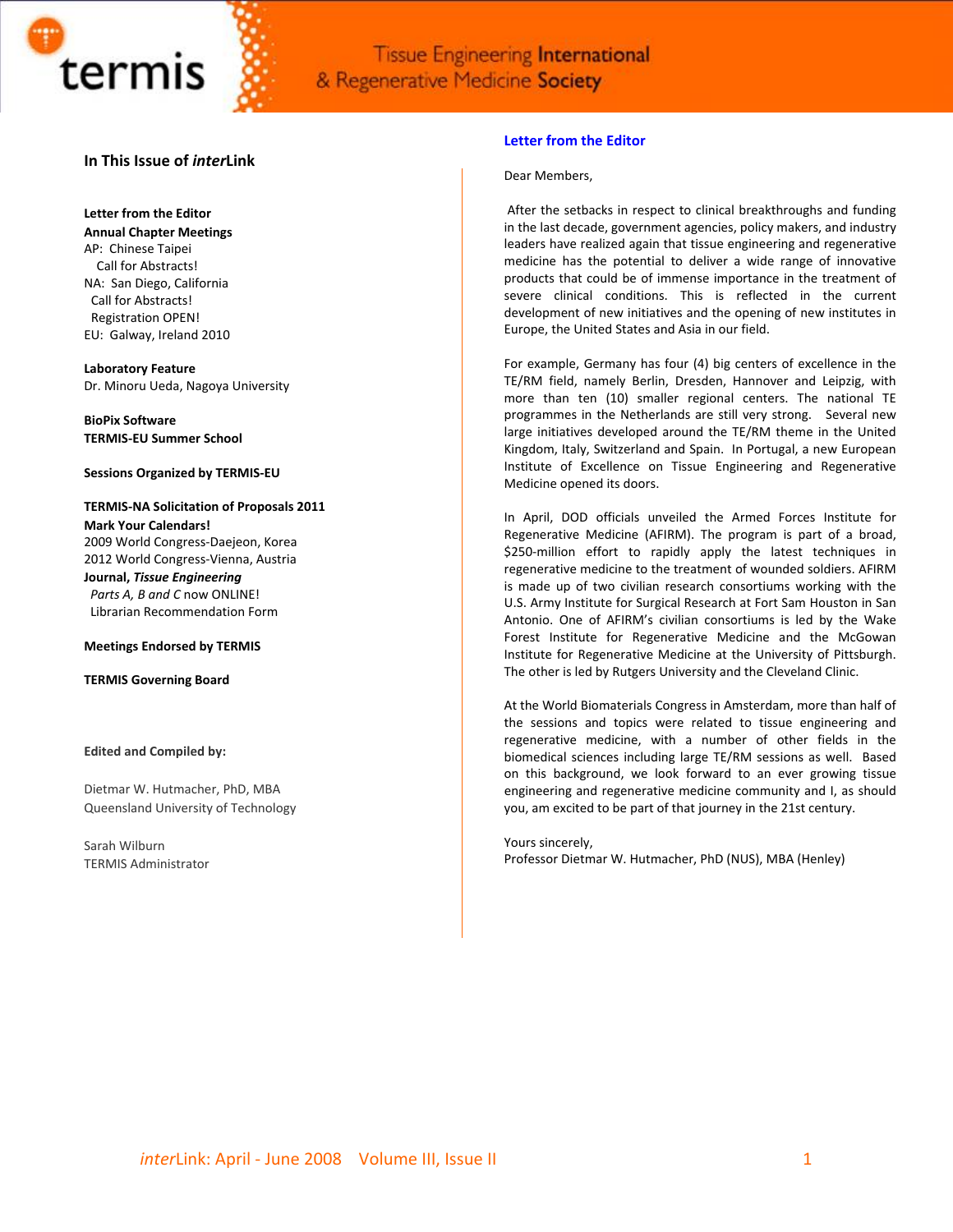termis

Tissue Engineering International & Regenerative Medicine Society

## In This Issue of *inter*Link

**Letter from the Editor**
**Annual Chapter Meetings**
AP: Chinese Taipei
  Call for Abstracts!
NA: San Diego, California
  Call for Abstracts!
  Registration OPEN!
EU: Galway, Ireland 2010

**Laboratory Feature**
Dr. Minoru Ueda, Nagoya University

**BioPix Software**
**TERMIS-EU Summer School**

**Sessions Organized by TERMIS-EU**

**TERMIS-NA Solicitation of Proposals 2011**
**Mark Your Calendars!**
2009 World Congress-Daejeon, Korea
2012 World Congress-Vienna, Austria
**Journal, *Tissue Engineering***
  *Parts A, B and C* now ONLINE!
  Librarian Recommendation Form

**Meetings Endorsed by TERMIS**

**TERMIS Governing Board**

**Edited and Compiled by:**

Dietmar W. Hutmacher, PhD, MBA
Queensland University of Technology

Sarah Wilburn
TERMIS Administrator

## Letter from the Editor

Dear Members,

After the setbacks in respect to clinical breakthroughs and funding in the last decade, government agencies, policy makers, and industry leaders have realized again that tissue engineering and regenerative medicine has the potential to deliver a wide range of innovative products that could be of immense importance in the treatment of severe clinical conditions. This is reflected in the current development of new initiatives and the opening of new institutes in Europe, the United States and Asia in our field.

For example, Germany has four (4) big centers of excellence in the TE/RM field, namely Berlin, Dresden, Hannover and Leipzig, with more than ten (10) smaller regional centers. The national TE programmes in the Netherlands are still very strong. Several new large initiatives developed around the TE/RM theme in the United Kingdom, Italy, Switzerland and Spain. In Portugal, a new European Institute of Excellence on Tissue Engineering and Regenerative Medicine opened its doors.

In April, DOD officials unveiled the Armed Forces Institute for Regenerative Medicine (AFIRM). The program is part of a broad, $250-million effort to rapidly apply the latest techniques in regenerative medicine to the treatment of wounded soldiers. AFIRM is made up of two civilian research consortiums working with the U.S. Army Institute for Surgical Research at Fort Sam Houston in San Antonio. One of AFIRM's civilian consortiums is led by the Wake Forest Institute for Regenerative Medicine and the McGowan Institute for Regenerative Medicine at the University of Pittsburgh. The other is led by Rutgers University and the Cleveland Clinic.

At the World Biomaterials Congress in Amsterdam, more than half of the sessions and topics were related to tissue engineering and regenerative medicine, with a number of other fields in the biomedical sciences including large TE/RM sessions as well. Based on this background, we look forward to an ever growing tissue engineering and regenerative medicine community and I, as should you, am excited to be part of that journey in the 21st century.

Yours sincerely,
Professor Dietmar W. Hutmacher, PhD (NUS), MBA (Henley)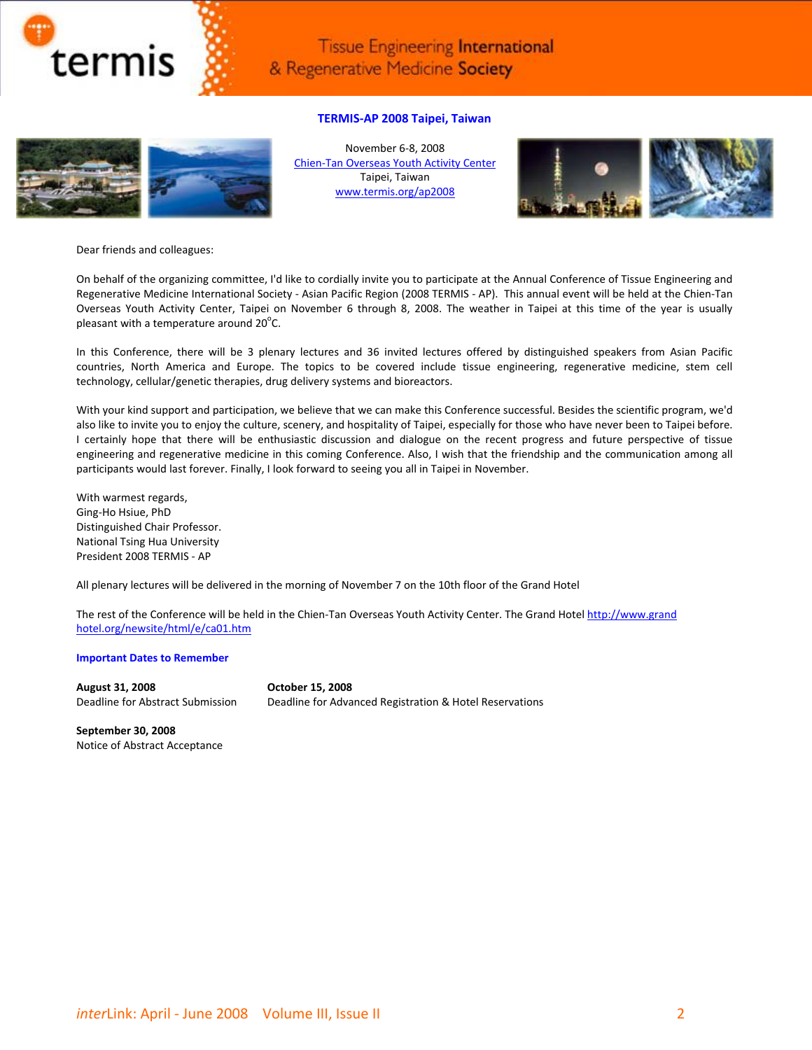## TERMIS-AP 2008 Taipei, Taiwan

November 6-8, 2008
Chien-Tan Overseas Youth Activity Center
Taipei, Taiwan
www.termis.org/ap2008

Dear friends and colleagues:

On behalf of the organizing committee, I'd like to cordially invite you to participate at the Annual Conference of Tissue Engineering and Regenerative Medicine International Society - Asian Pacific Region (2008 TERMIS - AP). This annual event will be held at the Chien-Tan Overseas Youth Activity Center, Taipei on November 6 through 8, 2008. The weather in Taipei at this time of the year is usually pleasant with a temperature around 20$^{o}$C.

In this Conference, there will be 3 plenary lectures and 36 invited lectures offered by distinguished speakers from Asian Pacific countries, North America and Europe. The topics to be covered include tissue engineering, regenerative medicine, stem cell technology, cellular/genetic therapies, drug delivery systems and bioreactors.

With your kind support and participation, we believe that we can make this Conference successful. Besides the scientific program, we'd also like to invite you to enjoy the culture, scenery, and hospitality of Taipei, especially for those who have never been to Taipei before. I certainly hope that there will be enthusiastic discussion and dialogue on the recent progress and future perspective of tissue engineering and regenerative medicine in this coming Conference. Also, I wish that the friendship and the communication among all participants would last forever. Finally, I look forward to seeing you all in Taipei in November.

With warmest regards,
Ging-Ho Hsiue, PhD
Distinguished Chair Professor.
National Tsing Hua University
President 2008 TERMIS - AP

All plenary lectures will be delivered in the morning of November 7 on the 10th floor of the Grand Hotel

The rest of the Conference will be held in the Chien-Tan Overseas Youth Activity Center. The Grand Hotel http://www.grand hotel.org/newsite/html/e/ca01.htm

### Important Dates to Remember

**August 31, 2008**
Deadline for Abstract Submission

**September 30, 2008**
Notice of Abstract Acceptance

**October 15, 2008**
Deadline for Advanced Registration & Hotel Reservations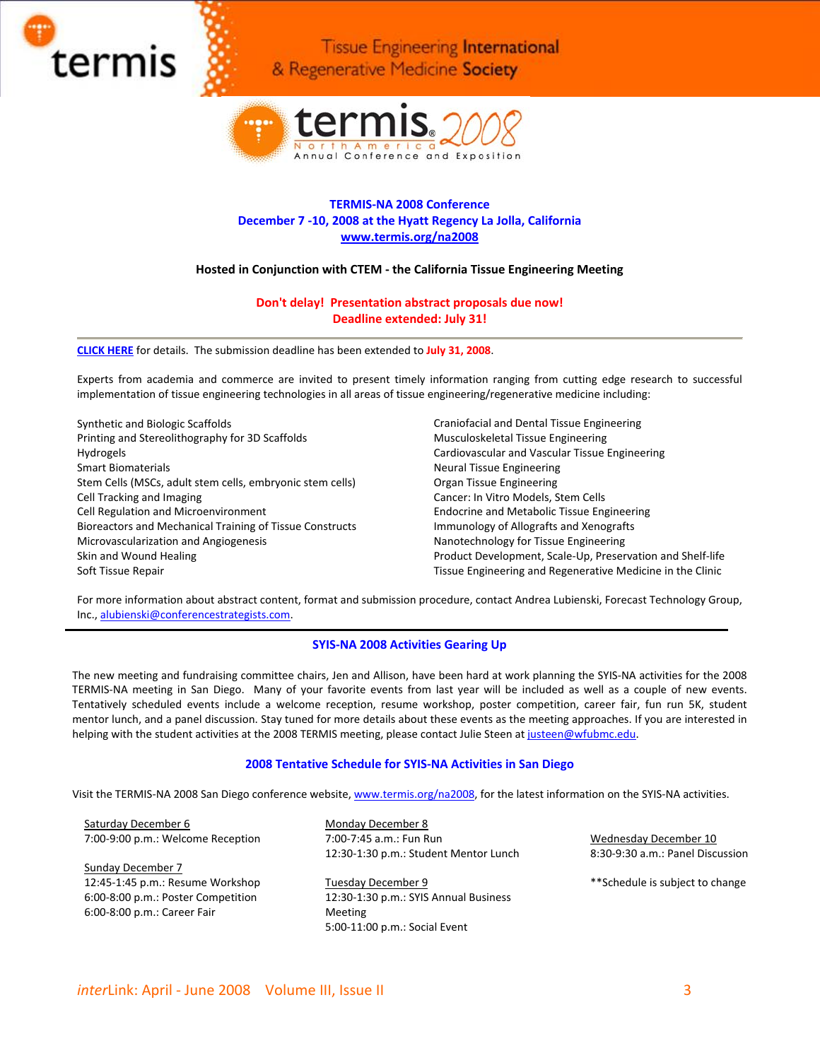termis

Tissue Engineering International & Regenerative Medicine Society

termis 2008 North America Annual Conference and Exposition

## TERMIS-NA 2008 Conference

**December 7 -10, 2008 at the Hyatt Regency La Jolla, California**

**www.termis.org/na2008**

**Hosted in Conjunction with CTEM - the California Tissue Engineering Meeting**

**Don't delay! Presentation abstract proposals due now!**

**Deadline extended: July 31!**

**CLICK HERE** for details. The submission deadline has been extended to July 31, 2008.

Experts from academia and commerce are invited to present timely information ranging from cutting edge research to successful implementation of tissue engineering technologies in all areas of tissue engineering/regenerative medicine including:

- Synthetic and Biologic Scaffolds
- Printing and Stereolithography for 3D Scaffolds
- Hydrogels
- Smart Biomaterials
- Stem Cells (MSCs, adult stem cells, embryonic stem cells)
- Cell Tracking and Imaging
- Cell Regulation and Microenvironment
- Bioreactors and Mechanical Training of Tissue Constructs
- Microvascularization and Angiogenesis
- Skin and Wound Healing
- Soft Tissue Repair
- Craniofacial and Dental Tissue Engineering
- Musculoskeletal Tissue Engineering
- Cardiovascular and Vascular Tissue Engineering
- Neural Tissue Engineering
- Organ Tissue Engineering
- Cancer: In Vitro Models, Stem Cells
- Endocrine and Metabolic Tissue Engineering
- Immunology of Allografts and Xenografts
- Nanotechnology for Tissue Engineering
- Product Development, Scale-Up, Preservation and Shelf-life
- Tissue Engineering and Regenerative Medicine in the Clinic

For more information about abstract content, format and submission procedure, contact Andrea Lubienski, Forecast Technology Group, Inc., alubienski@conferencestrategists.com.

## SYIS-NA 2008 Activities Gearing Up

The new meeting and fundraising committee chairs, Jen and Allison, have been hard at work planning the SYIS-NA activities for the 2008 TERMIS-NA meeting in San Diego. Many of your favorite events from last year will be included as well as a couple of new events. Tentatively scheduled events include a welcome reception, resume workshop, poster competition, career fair, fun run 5K, student mentor lunch, and a panel discussion. Stay tuned for more details about these events as the meeting approaches. If you are interested in helping with the student activities at the 2008 TERMIS meeting, please contact Julie Steen at justeen@wfubmc.edu.

## 2008 Tentative Schedule for SYIS-NA Activities in San Diego

Visit the TERMIS-NA 2008 San Diego conference website, www.termis.org/na2008, for the latest information on the SYIS-NA activities.

Saturday December 6
- 7:00-9:00 p.m.: Welcome Reception

Sunday December 7
- 12:45-1:45 p.m.: Resume Workshop
- 6:00-8:00 p.m.: Poster Competition
- 6:00-8:00 p.m.: Career Fair

Monday December 8
- 7:00-7:45 a.m.: Fun Run
- 12:30-1:30 p.m.: Student Mentor Lunch

Tuesday December 9
- 12:30-1:30 p.m.: SYIS Annual Business Meeting
- 5:00-11:00 p.m.: Social Event

Wednesday December 10
- 8:30-9:30 a.m.: Panel Discussion

**Schedule is subject to change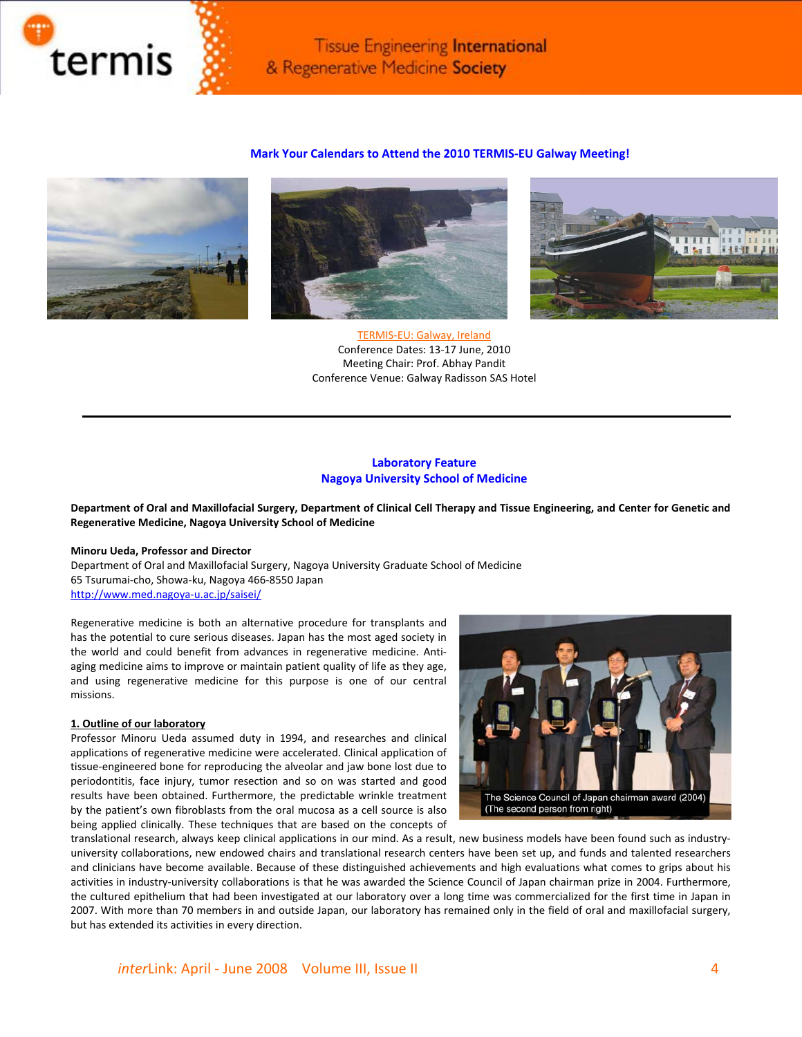**Mark Your Calendars to Attend the 2010 TERMIS-EU Galway Meeting!**

TERMIS-EU: Galway, Ireland
Conference Dates: 13-17 June, 2010
Meeting Chair: Prof. Abhay Pandit
Conference Venue: Galway Radisson SAS Hotel

---

## Laboratory Feature
## Nagoya University School of Medicine

**Department of Oral and Maxillofacial Surgery, Department of Clinical Cell Therapy and Tissue Engineering, and Center for Genetic and Regenerative Medicine, Nagoya University School of Medicine**

**Minoru Ueda, Professor and Director**
Department of Oral and Maxillofacial Surgery, Nagoya University Graduate School of Medicine
65 Tsurumai-cho, Showa-ku, Nagoya 466-8550 Japan
http://www.med.nagoya-u.ac.jp/saisei/

Regenerative medicine is both an alternative procedure for transplants and has the potential to cure serious diseases. Japan has the most aged society in the world and could benefit from advances in regenerative medicine. Anti-aging medicine aims to improve or maintain patient quality of life as they age, and using regenerative medicine for this purpose is one of our central missions.

The Science Council of Japan chairman award (2004)
(The second person from right)

**1. Outline of our laboratory**

Professor Minoru Ueda assumed duty in 1994, and researches and clinical applications of regenerative medicine were accelerated. Clinical application of tissue-engineered bone for reproducing the alveolar and jaw bone lost due to periodontitis, face injury, tumor resection and so on was started and good results have been obtained. Furthermore, the predictable wrinkle treatment by the patient's own fibroblasts from the oral mucosa as a cell source is also being applied clinically. These techniques that are based on the concepts of translational research, always keep clinical applications in our mind. As a result, new business models have been found such as industry-university collaborations, new endowed chairs and translational research centers have been set up, and funds and talented researchers and clinicians have become available. Because of these distinguished achievements and high evaluations what comes to grips about his activities in industry-university collaborations is that he was awarded the Science Council of Japan chairman prize in 2004. Furthermore, the cultured epithelium that had been investigated at our laboratory over a long time was commercialized for the first time in Japan in 2007. With more than 70 members in and outside Japan, our laboratory has remained only in the field of oral and maxillofacial surgery, but has extended its activities in every direction.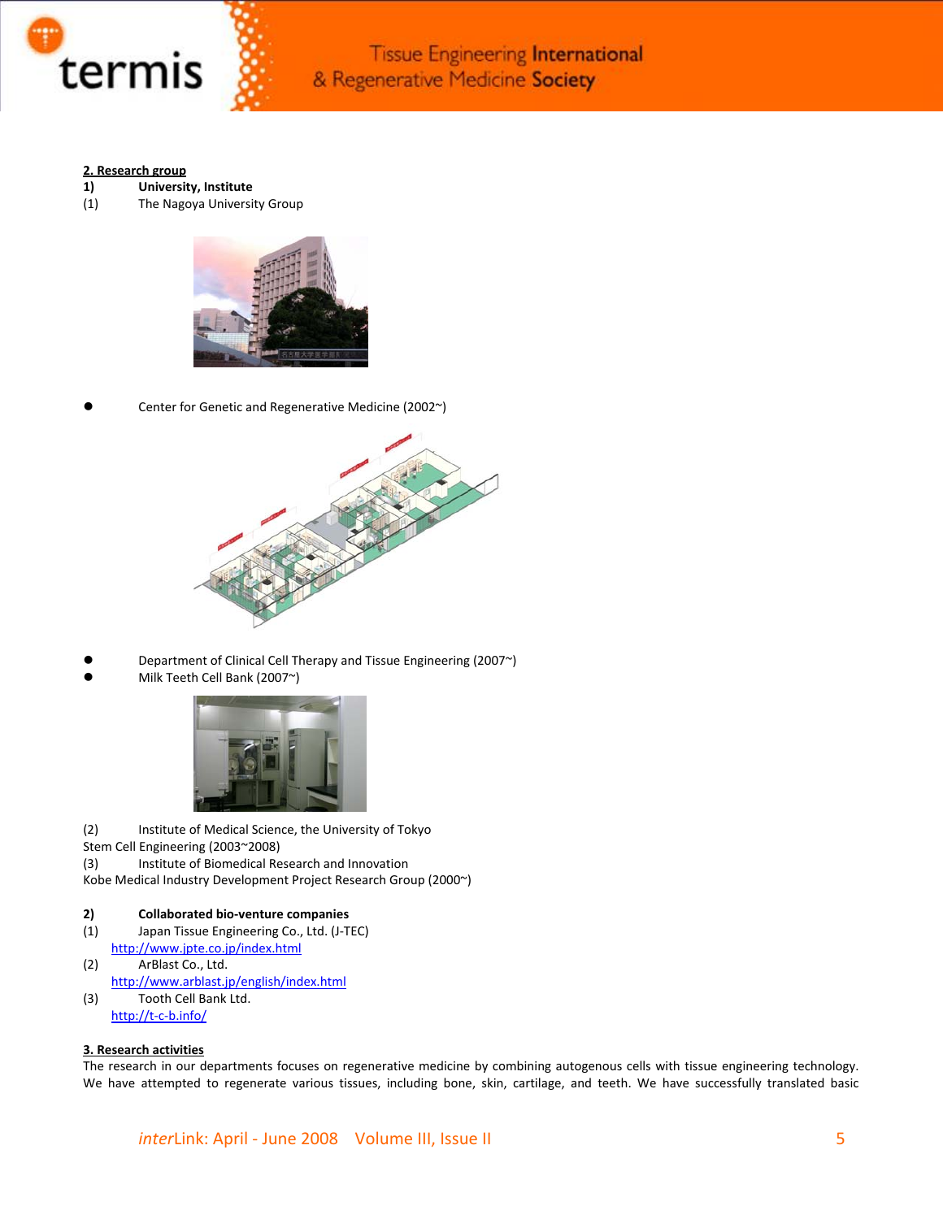**2. Research group**

**1) University, Institute**

(1) The Nagoya University Group

- Center for Genetic and Regenerative Medicine (2002~)

- Department of Clinical Cell Therapy and Tissue Engineering (2007~)
- Milk Teeth Cell Bank (2007~)

(2) Institute of Medical Science, the University of Tokyo
Stem Cell Engineering (2003~2008)

(3) Institute of Biomedical Research and Innovation
Kobe Medical Industry Development Project Research Group (2000~)

**2) Collaborated bio-venture companies**

(1) Japan Tissue Engineering Co., Ltd. (J-TEC)
http://www.jpte.co.jp/index.html

(2) ArBlast Co., Ltd.
http://www.arblast.jp/english/index.html

(3) Tooth Cell Bank Ltd.
http://t-c-b.info/

**3. Research activities**

The research in our departments focuses on regenerative medicine by combining autogenous cells with tissue engineering technology. We have attempted to regenerate various tissues, including bone, skin, cartilage, and teeth. We have successfully translated basic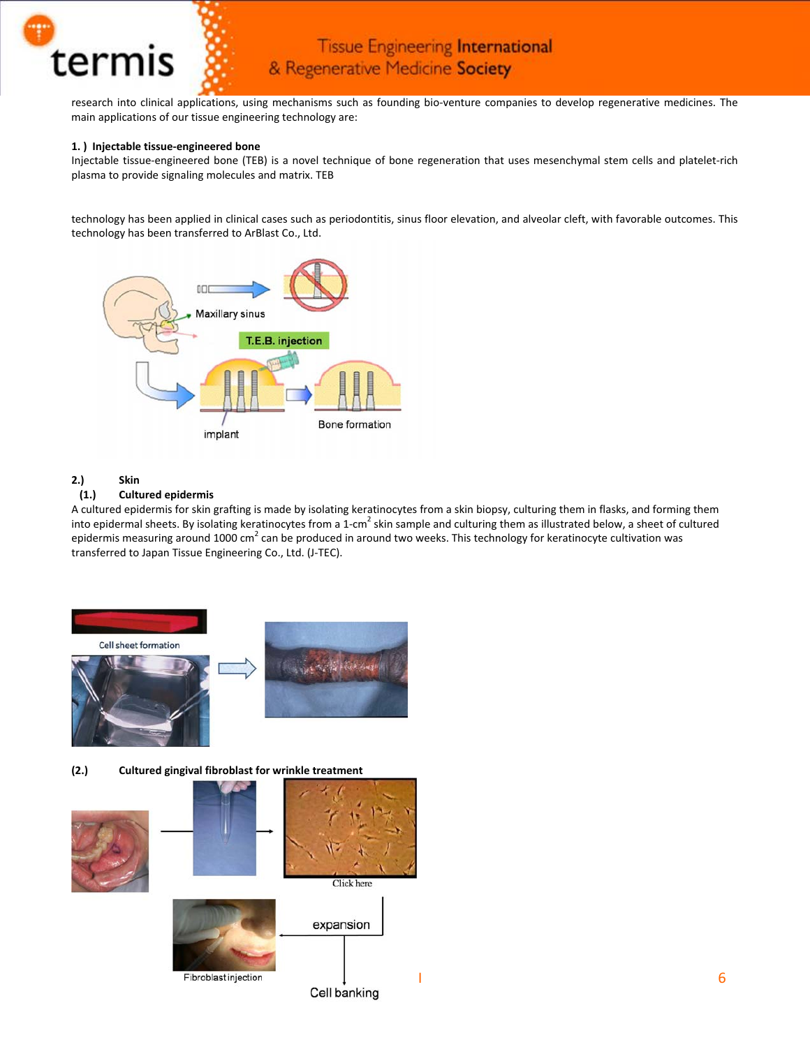research into clinical applications, using mechanisms such as founding bio-venture companies to develop regenerative medicines. The main applications of our tissue engineering technology are:

**1. ) Injectable tissue-engineered bone**

Injectable tissue-engineered bone (TEB) is a novel technique of bone regeneration that uses mesenchymal stem cells and platelet-rich plasma to provide signaling molecules and matrix. TEB

technology has been applied in clinical cases such as periodontitis, sinus floor elevation, and alveolar cleft, with favorable outcomes. This technology has been transferred to ArBlast Co., Ltd.

Maxillary sinus

T.E.B. injection

implant

Bone formation

**2.) Skin**

**(1.) Cultured epidermis**

A cultured epidermis for skin grafting is made by isolating keratinocytes from a skin biopsy, culturing them in flasks, and forming them into epidermal sheets. By isolating keratinocytes from a 1-$cm^2$ skin sample and culturing them as illustrated below, a sheet of cultured epidermis measuring around 1000 $cm^2$ can be produced in around two weeks. This technology for keratinocyte cultivation was transferred to Japan Tissue Engineering Co., Ltd. (J-TEC).

Cell sheet formation

**(2.) Cultured gingival fibroblast for wrinkle treatment**

Click here

expansion

Fibroblast injection

Cell banking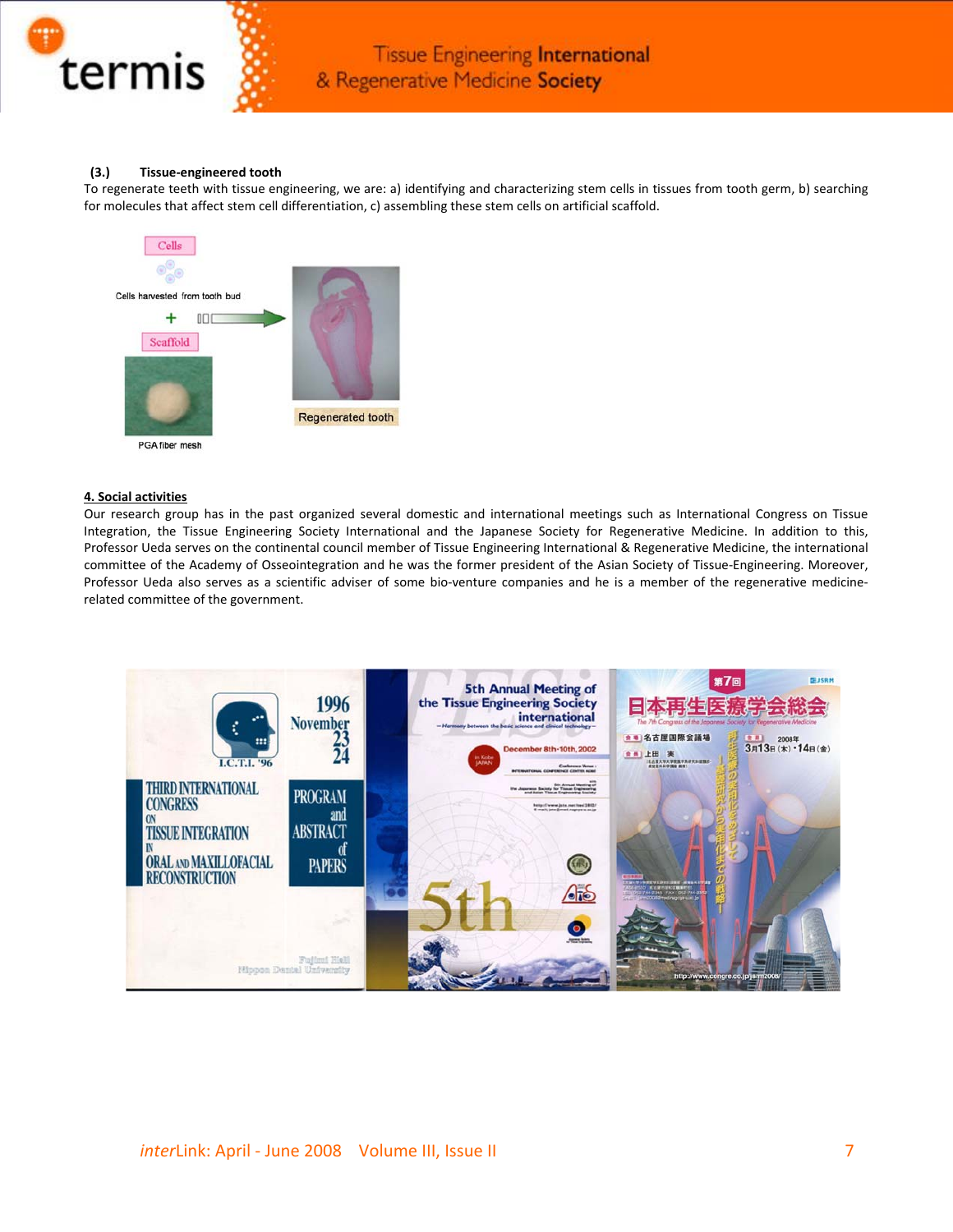### (3.) Tissue-engineered tooth

To regenerate teeth with tissue engineering, we are: a) identifying and characterizing stem cells in tissues from tooth germ, b) searching for molecules that affect stem cell differentiation, c) assembling these stem cells on artificial scaffold.

Cells

Cells harvested from tooth bud

+

Scaffold

PGA fiber mesh

Regenerated tooth

## 4. Social activities

Our research group has in the past organized several domestic and international meetings such as International Congress on Tissue Integration, the Tissue Engineering Society International and the Japanese Society for Regenerative Medicine. In addition to this, Professor Ueda serves on the continental council member of Tissue Engineering International & Regenerative Medicine, the international committee of the Academy of Osseointegration and he was the former president of the Asian Society of Tissue-Engineering. Moreover, Professor Ueda also serves as a scientific adviser of some bio-venture companies and he is a member of the regenerative medicine-related committee of the government.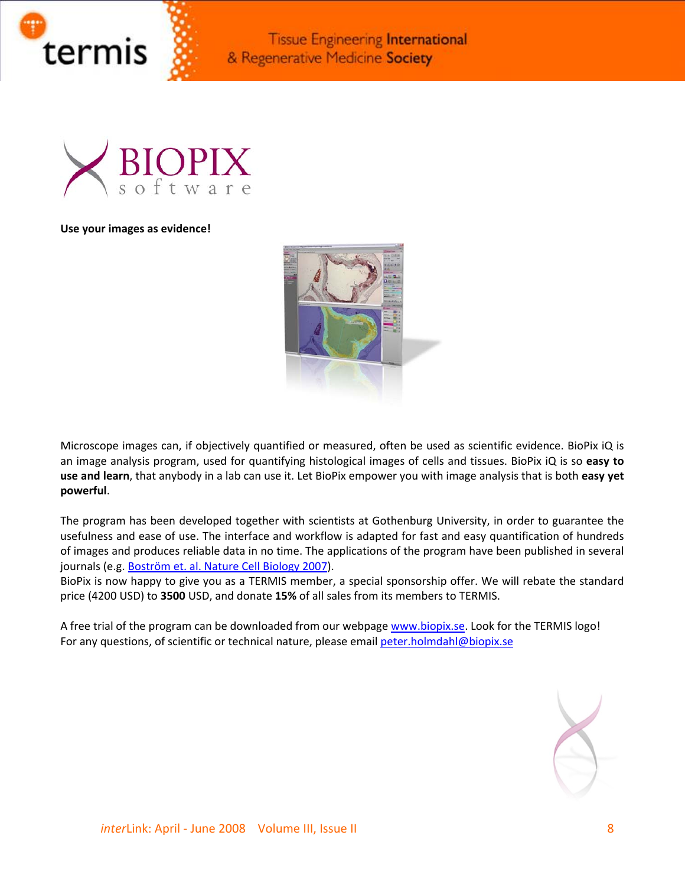# BIOPIX software

**Use your images as evidence!**

Microscope images can, if objectively quantified or measured, often be used as scientific evidence. BioPix iQ is an image analysis program, used for quantifying histological images of cells and tissues. BioPix iQ is so **easy to use and learn**, that anybody in a lab can use it. Let BioPix empower you with image analysis that is both **easy yet powerful**.

The program has been developed together with scientists at Gothenburg University, in order to guarantee the usefulness and ease of use. The interface and workflow is adapted for fast and easy quantification of hundreds of images and produces reliable data in no time. The applications of the program have been published in several journals (e.g. Boström et. al. Nature Cell Biology 2007).
BioPix is now happy to give you as a TERMIS member, a special sponsorship offer. We will rebate the standard price (4200 USD) to **3500** USD, and donate **15%** of all sales from its members to TERMIS.

A free trial of the program can be downloaded from our webpage www.biopix.se. Look for the TERMIS logo!
For any questions, of scientific or technical nature, please email peter.holmdahl@biopix.se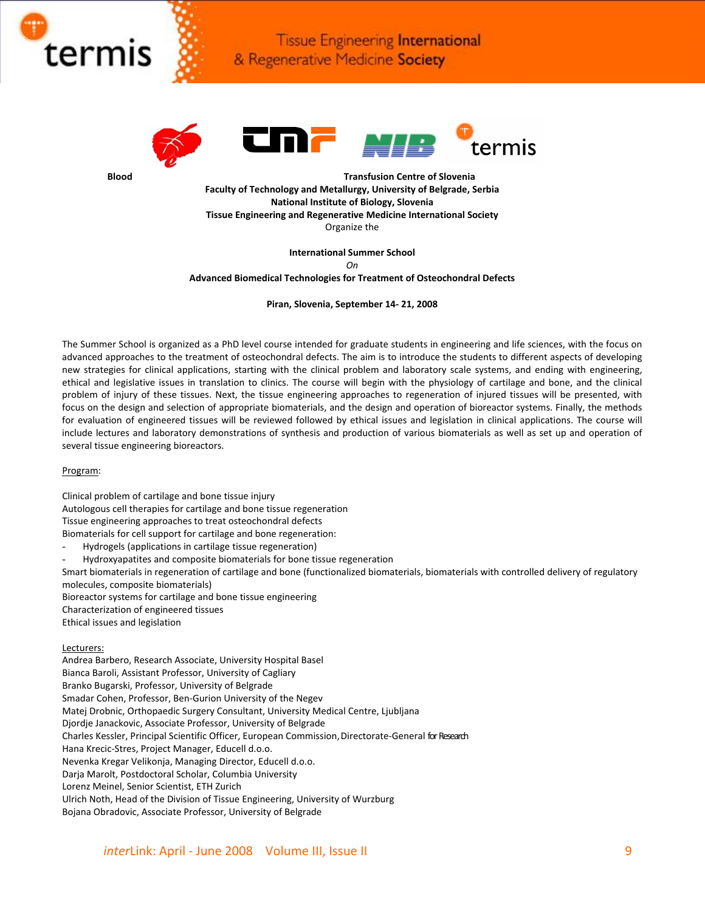**Blood Transfusion Centre of Slovenia**
**Faculty of Technology and Metallurgy, University of Belgrade, Serbia**
**National Institute of Biology, Slovenia**
**Tissue Engineering and Regenerative Medicine International Society**
Organize the

**International Summer School**
*On*
**Advanced Biomedical Technologies for Treatment of Osteochondral Defects**

**Piran, Slovenia, September 14- 21, 2008**

The Summer School is organized as a PhD level course intended for graduate students in engineering and life sciences, with the focus on advanced approaches to the treatment of osteochondral defects. The aim is to introduce the students to different aspects of developing new strategies for clinical applications, starting with the clinical problem and laboratory scale systems, and ending with engineering, ethical and legislative issues in translation to clinics. The course will begin with the physiology of cartilage and bone, and the clinical problem of injury of these tissues. Next, the tissue engineering approaches to regeneration of injured tissues will be presented, with focus on the design and selection of appropriate biomaterials, and the design and operation of bioreactor systems. Finally, the methods for evaluation of engineered tissues will be reviewed followed by ethical issues and legislation in clinical applications. The course will include lectures and laboratory demonstrations of synthesis and production of various biomaterials as well as set up and operation of several tissue engineering bioreactors.

Program:

Clinical problem of cartilage and bone tissue injury
Autologous cell therapies for cartilage and bone tissue regeneration
Tissue engineering approaches to treat osteochondral defects
Biomaterials for cell support for cartilage and bone regeneration:
- Hydrogels (applications in cartilage tissue regeneration)
- Hydroxyapatites and composite biomaterials for bone tissue regeneration

Smart biomaterials in regeneration of cartilage and bone (functionalized biomaterials, biomaterials with controlled delivery of regulatory molecules, composite biomaterials)
Bioreactor systems for cartilage and bone tissue engineering
Characterization of engineered tissues
Ethical issues and legislation

Lecturers:
Andrea Barbero, Research Associate, University Hospital Basel
Bianca Baroli, Assistant Professor, University of Cagliary
Branko Bugarski, Professor, University of Belgrade
Smadar Cohen, Professor, Ben-Gurion University of the Negev
Matej Drobnic, Orthopaedic Surgery Consultant, University Medical Centre, Ljubljana
Djordje Janackovic, Associate Professor, University of Belgrade
Charles Kessler, Principal Scientific Officer, European Commission, Directorate-General for Research
Hana Krecic-Stres, Project Manager, Educell d.o.o.
Nevenka Kregar Velikonja, Managing Director, Educell d.o.o.
Darja Marolt, Postdoctoral Scholar, Columbia University
Lorenz Meinel, Senior Scientist, ETH Zurich
Ulrich Noth, Head of the Division of Tissue Engineering, University of Wurzburg
Bojana Obradovic, Associate Professor, University of Belgrade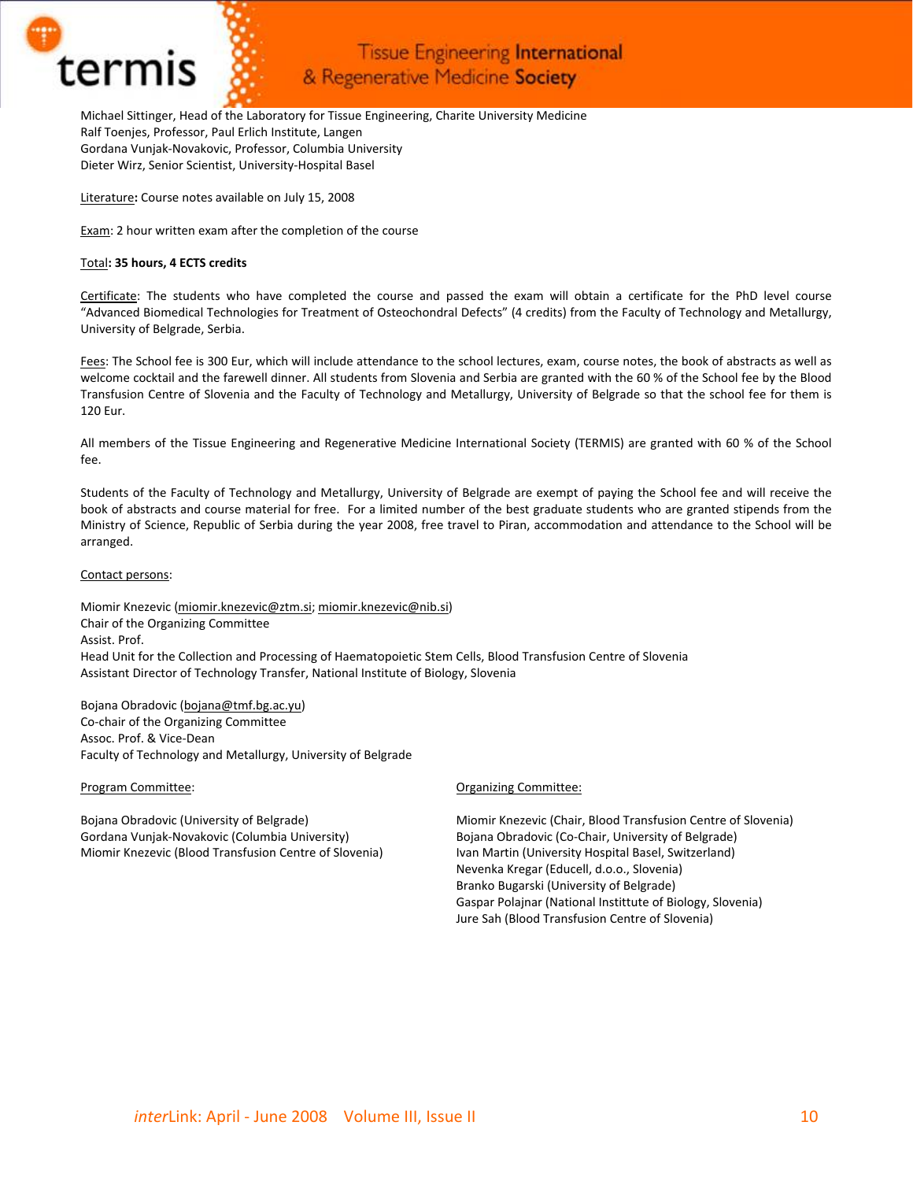Michael Sittinger, Head of the Laboratory for Tissue Engineering, Charite University Medicine
Ralf Toenjes, Professor, Paul Erlich Institute, Langen
Gordana Vunjak-Novakovic, Professor, Columbia University
Dieter Wirz, Senior Scientist, University-Hospital Basel

Literature**:** Course notes available on July 15, 2008

Exam: 2 hour written exam after the completion of the course

Total**: 35 hours, 4 ECTS credits**

Certificate: The students who have completed the course and passed the exam will obtain a certificate for the PhD level course "Advanced Biomedical Technologies for Treatment of Osteochondral Defects" (4 credits) from the Faculty of Technology and Metallurgy, University of Belgrade, Serbia.

Fees: The School fee is 300 Eur, which will include attendance to the school lectures, exam, course notes, the book of abstracts as well as welcome cocktail and the farewell dinner. All students from Slovenia and Serbia are granted with the 60 % of the School fee by the Blood Transfusion Centre of Slovenia and the Faculty of Technology and Metallurgy, University of Belgrade so that the school fee for them is 120 Eur.

All members of the Tissue Engineering and Regenerative Medicine International Society (TERMIS) are granted with 60 % of the School fee.

Students of the Faculty of Technology and Metallurgy, University of Belgrade are exempt of paying the School fee and will receive the book of abstracts and course material for free. For a limited number of the best graduate students who are granted stipends from the Ministry of Science, Republic of Serbia during the year 2008, free travel to Piran, accommodation and attendance to the School will be arranged.

Contact persons:

Miomir Knezevic (miomir.knezevic@ztm.si; miomir.knezevic@nib.si)
Chair of the Organizing Committee
Assist. Prof.
Head Unit for the Collection and Processing of Haematopoietic Stem Cells, Blood Transfusion Centre of Slovenia
Assistant Director of Technology Transfer, National Institute of Biology, Slovenia

Bojana Obradovic (bojana@tmf.bg.ac.yu)
Co-chair of the Organizing Committee
Assoc. Prof. & Vice-Dean
Faculty of Technology and Metallurgy, University of Belgrade

Program Committee:

Bojana Obradovic (University of Belgrade)
Gordana Vunjak-Novakovic (Columbia University)
Miomir Knezevic (Blood Transfusion Centre of Slovenia)

Organizing Committee:

Miomir Knezevic (Chair, Blood Transfusion Centre of Slovenia)
Bojana Obradovic (Co-Chair, University of Belgrade)
Ivan Martin (University Hospital Basel, Switzerland)
Nevenka Kregar (Educell, d.o.o., Slovenia)
Branko Bugarski (University of Belgrade)
Gaspar Polajnar (National Instittute of Biology, Slovenia)
Jure Sah (Blood Transfusion Centre of Slovenia)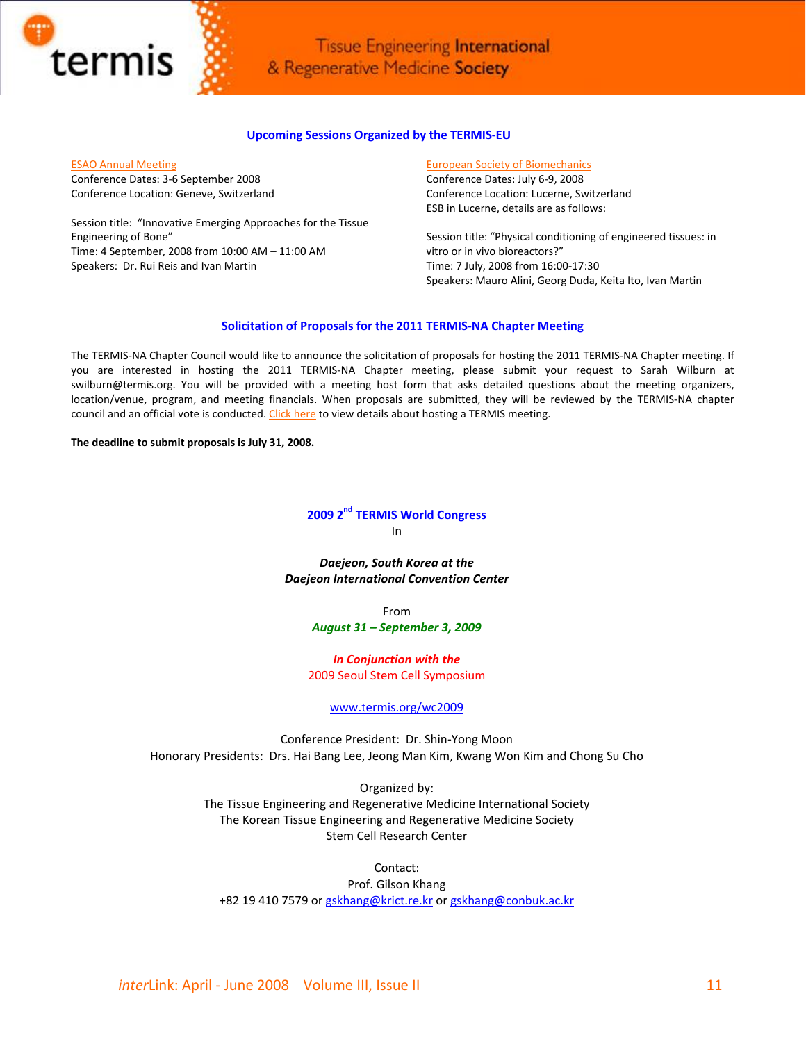## Upcoming Sessions Organized by the TERMIS-EU

ESAO Annual Meeting
Conference Dates: 3-6 September 2008
Conference Location: Geneve, Switzerland

Session title: "Innovative Emerging Approaches for the Tissue Engineering of Bone"
Time: 4 September, 2008 from 10:00 AM – 11:00 AM
Speakers: Dr. Rui Reis and Ivan Martin

European Society of Biomechanics
Conference Dates: July 6-9, 2008
Conference Location: Lucerne, Switzerland
ESB in Lucerne, details are as follows:

Session title: "Physical conditioning of engineered tissues: in vitro or in vivo bioreactors?"
Time: 7 July, 2008 from 16:00-17:30
Speakers: Mauro Alini, Georg Duda, Keita Ito, Ivan Martin

## Solicitation of Proposals for the 2011 TERMIS-NA Chapter Meeting

The TERMIS-NA Chapter Council would like to announce the solicitation of proposals for hosting the 2011 TERMIS-NA Chapter meeting. If you are interested in hosting the 2011 TERMIS-NA Chapter meeting, please submit your request to Sarah Wilburn at swilburn@termis.org. You will be provided with a meeting host form that asks detailed questions about the meeting organizers, location/venue, program, and meeting financials. When proposals are submitted, they will be reviewed by the TERMIS-NA chapter council and an official vote is conducted. Click here to view details about hosting a TERMIS meeting.

**The deadline to submit proposals is July 31, 2008.**

## 2009 2nd TERMIS World Congress

In

***Daejeon, South Korea at the Daejeon International Convention Center***

From

***August 31 – September 3, 2009***

***In Conjunction with the***
2009 Seoul Stem Cell Symposium

www.termis.org/wc2009

Conference President: Dr. Shin-Yong Moon
Honorary Presidents: Drs. Hai Bang Lee, Jeong Man Kim, Kwang Won Kim and Chong Su Cho

Organized by:
The Tissue Engineering and Regenerative Medicine International Society
The Korean Tissue Engineering and Regenerative Medicine Society
Stem Cell Research Center

Contact:
Prof. Gilson Khang
+82 19 410 7579 or gskhang@krict.re.kr or gskhang@conbuk.ac.kr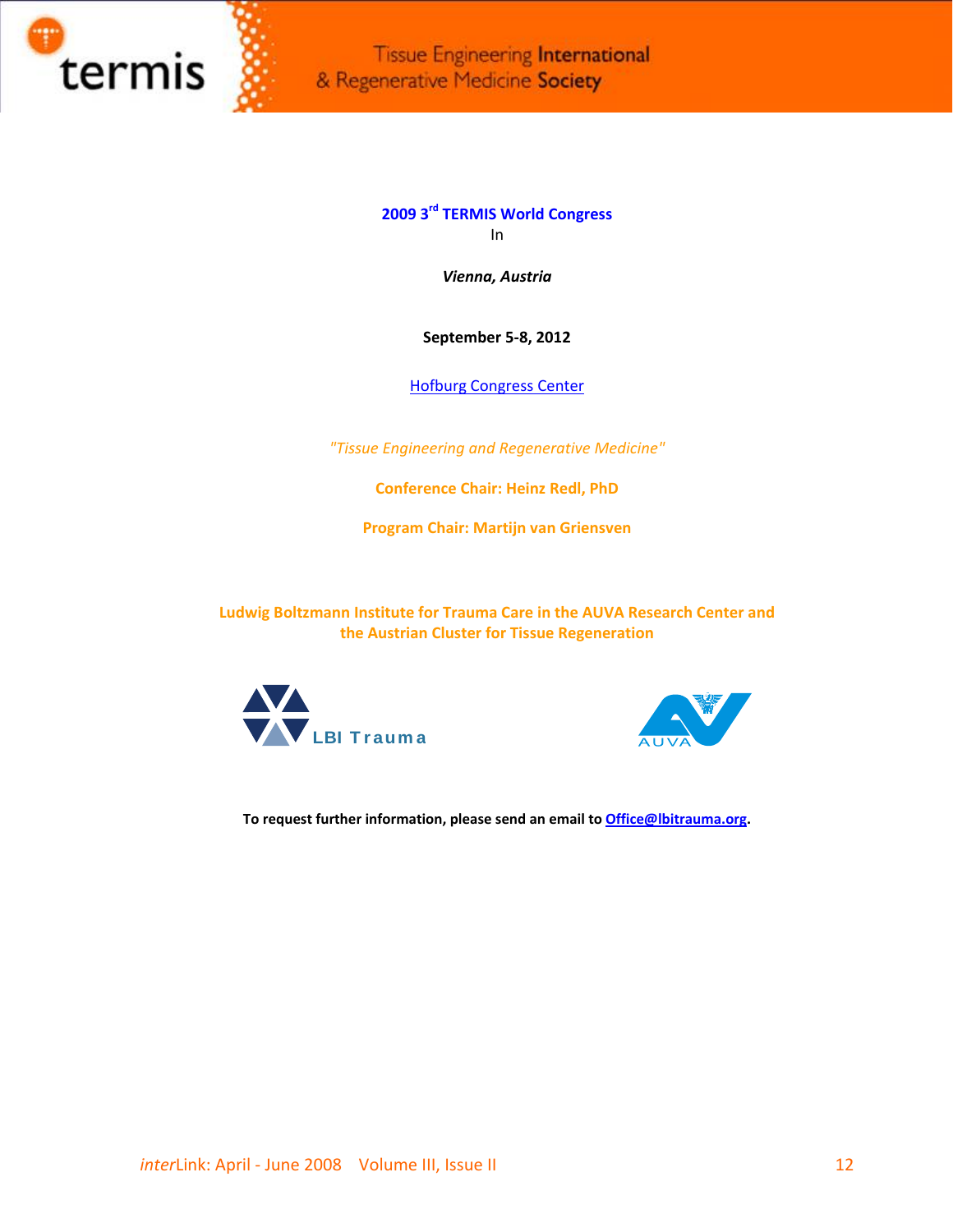Tissue Engineering International & Regenerative Medicine Society

**2009 3rd TERMIS World Congress**
In

***Vienna, Austria***

**September 5-8, 2012**

Hofburg Congress Center

*"Tissue Engineering and Regenerative Medicine"*

**Conference Chair: Heinz Redl, PhD**

**Program Chair: Martijn van Griensven**

**Ludwig Boltzmann Institute for Trauma Care in the AUVA Research Center and the Austrian Cluster for Tissue Regeneration**

LBI Trauma

AUVA

**To request further information, please send an email to Office@lbitrauma.org.**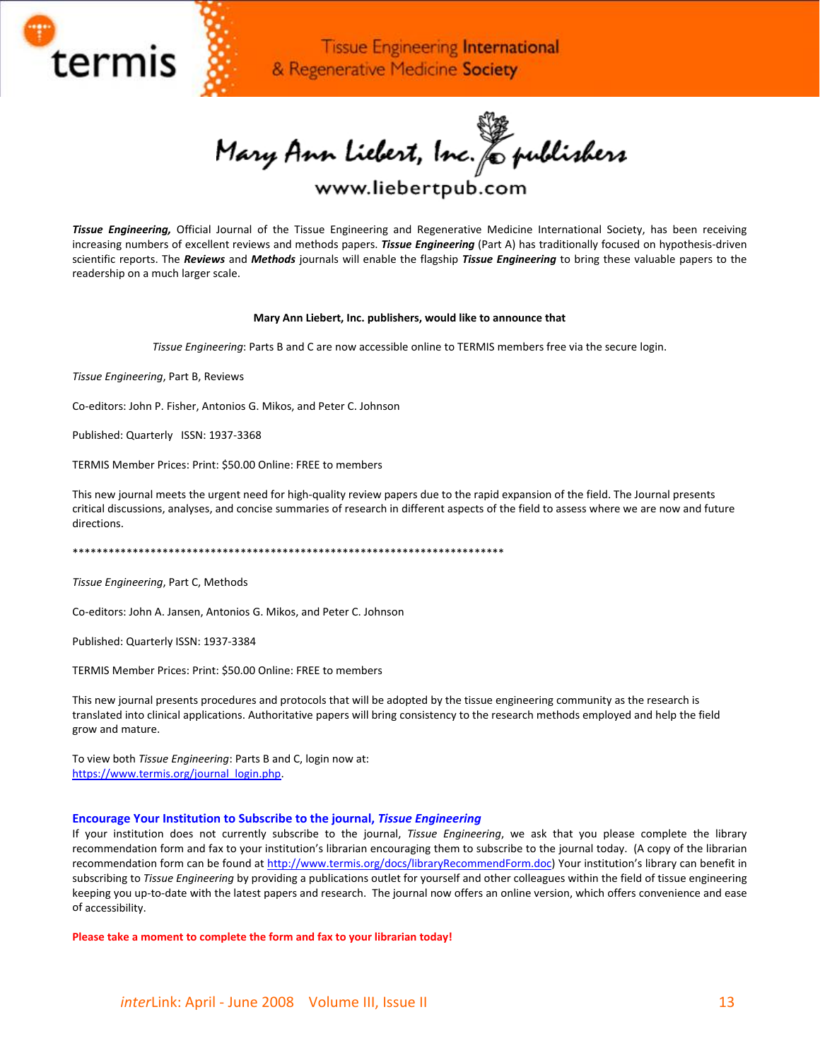termis

Tissue Engineering International & Regenerative Medicine Society

Mary Ann Liebert, Inc. publishers

www.liebertpub.com

***Tissue Engineering,*** Official Journal of the Tissue Engineering and Regenerative Medicine International Society, has been receiving increasing numbers of excellent reviews and methods papers. ***Tissue Engineering*** (Part A) has traditionally focused on hypothesis-driven scientific reports. The ***Reviews*** and ***Methods*** journals will enable the flagship ***Tissue Engineering*** to bring these valuable papers to the readership on a much larger scale.

**Mary Ann Liebert, Inc. publishers, would like to announce that**

*Tissue Engineering*: Parts B and C are now accessible online to TERMIS members free via the secure login.

*Tissue Engineering*, Part B, Reviews

Co-editors: John P. Fisher, Antonios G. Mikos, and Peter C. Johnson

Published: Quarterly ISSN: 1937-3368

TERMIS Member Prices: Print: $50.00 Online: FREE to members

This new journal meets the urgent need for high-quality review papers due to the rapid expansion of the field. The Journal presents critical discussions, analyses, and concise summaries of research in different aspects of the field to assess where we are now and future directions.

************************************************************************

*Tissue Engineering*, Part C, Methods

Co-editors: John A. Jansen, Antonios G. Mikos, and Peter C. Johnson

Published: Quarterly ISSN: 1937-3384

TERMIS Member Prices: Print: $50.00 Online: FREE to members

This new journal presents procedures and protocols that will be adopted by the tissue engineering community as the research is translated into clinical applications. Authoritative papers will bring consistency to the research methods employed and help the field grow and mature.

To view both *Tissue Engineering*: Parts B and C, login now at: https://www.termis.org/journal_login.php.

### Encourage Your Institution to Subscribe to the journal, *Tissue Engineering*

If your institution does not currently subscribe to the journal, *Tissue Engineering*, we ask that you please complete the library recommendation form and fax to your institution's librarian encouraging them to subscribe to the journal today. (A copy of the librarian recommendation form can be found at http://www.termis.org/docs/libraryRecommendForm.doc) Your institution's library can benefit in subscribing to *Tissue Engineering* by providing a publications outlet for yourself and other colleagues within the field of tissue engineering keeping you up-to-date with the latest papers and research. The journal now offers an online version, which offers convenience and ease of accessibility.

**Please take a moment to complete the form and fax to your librarian today!**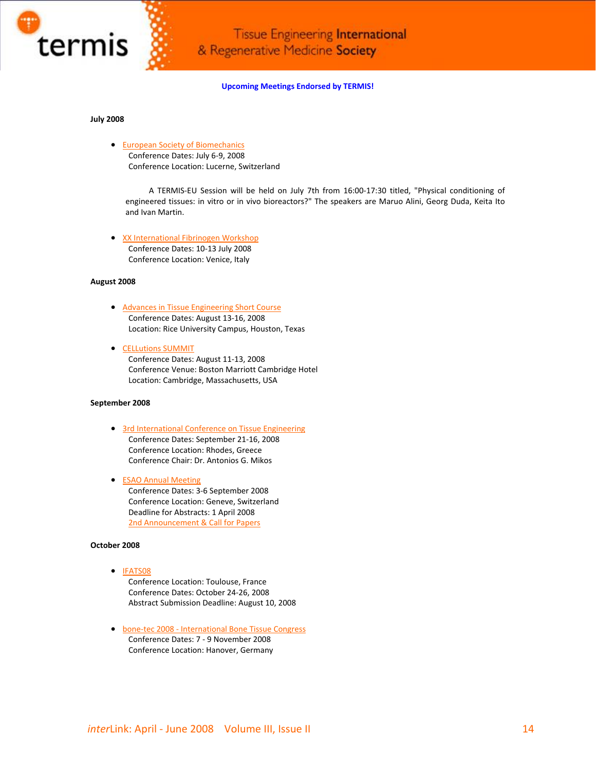**Upcoming Meetings Endorsed by TERMIS!**

**July 2008**

- European Society of Biomechanics
  Conference Dates: July 6-9, 2008
  Conference Location: Lucerne, Switzerland

  A TERMIS-EU Session will be held on July 7th from 16:00-17:30 titled, "Physical conditioning of engineered tissues: in vitro or in vivo bioreactors?" The speakers are Maruo Alini, Georg Duda, Keita Ito and Ivan Martin.

- XX International Fibrinogen Workshop
  Conference Dates: 10-13 July 2008
  Conference Location: Venice, Italy

**August 2008**

- Advances in Tissue Engineering Short Course
  Conference Dates: August 13-16, 2008
  Location: Rice University Campus, Houston, Texas

- CELLutions SUMMIT
  Conference Dates: August 11-13, 2008
  Conference Venue: Boston Marriott Cambridge Hotel
  Location: Cambridge, Massachusetts, USA

**September 2008**

- 3rd International Conference on Tissue Engineering
  Conference Dates: September 21-16, 2008
  Conference Location: Rhodes, Greece
  Conference Chair: Dr. Antonios G. Mikos

- ESAO Annual Meeting
  Conference Dates: 3-6 September 2008
  Conference Location: Geneve, Switzerland
  Deadline for Abstracts: 1 April 2008
  2nd Announcement & Call for Papers

**October 2008**

- IFATS08
  Conference Location: Toulouse, France
  Conference Dates: October 24-26, 2008
  Abstract Submission Deadline: August 10, 2008

- bone-tec 2008 - International Bone Tissue Congress
  Conference Dates: 7 - 9 November 2008
  Conference Location: Hanover, Germany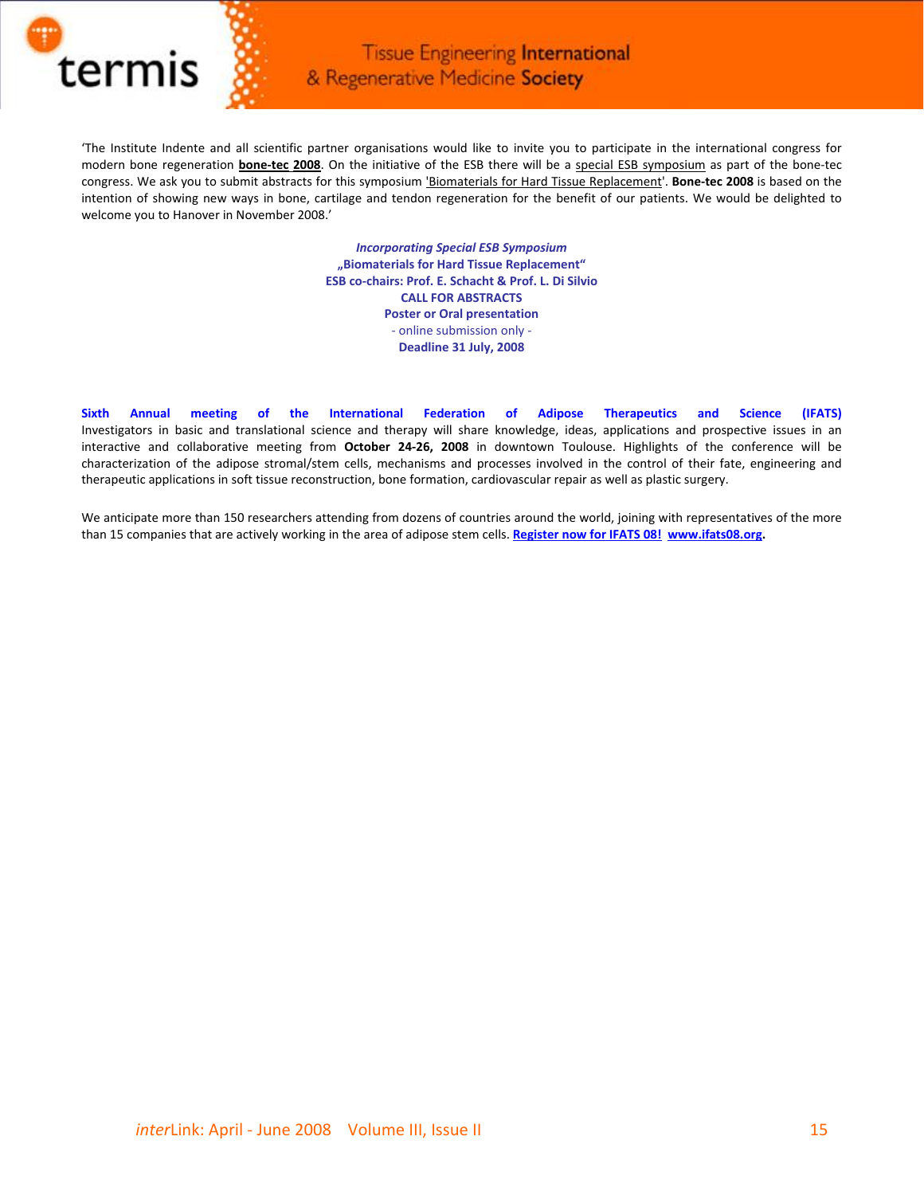'The Institute Indente and all scientific partner organisations would like to invite you to participate in the international congress for modern bone regeneration **bone-tec 2008**. On the initiative of the ESB there will be a special ESB symposium as part of the bone-tec congress. We ask you to submit abstracts for this symposium 'Biomaterials for Hard Tissue Replacement'. **Bone-tec 2008** is based on the intention of showing new ways in bone, cartilage and tendon regeneration for the benefit of our patients. We would be delighted to welcome you to Hanover in November 2008.'

***Incorporating Special ESB Symposium***
**„Biomaterials for Hard Tissue Replacement“**
**ESB co-chairs: Prof. E. Schacht & Prof. L. Di Silvio**
**CALL FOR ABSTRACTS**
**Poster or Oral presentation**
- online submission only -
**Deadline 31 July, 2008**

**Sixth Annual meeting of the International Federation of Adipose Therapeutics and Science (IFATS)**
Investigators in basic and translational science and therapy will share knowledge, ideas, applications and prospective issues in an interactive and collaborative meeting from **October 24-26, 2008** in downtown Toulouse. Highlights of the conference will be characterization of the adipose stromal/stem cells, mechanisms and processes involved in the control of their fate, engineering and therapeutic applications in soft tissue reconstruction, bone formation, cardiovascular repair as well as plastic surgery.

We anticipate more than 150 researchers attending from dozens of countries around the world, joining with representatives of the more than 15 companies that are actively working in the area of adipose stem cells. **Register now for IFATS 08! www.ifats08.org.**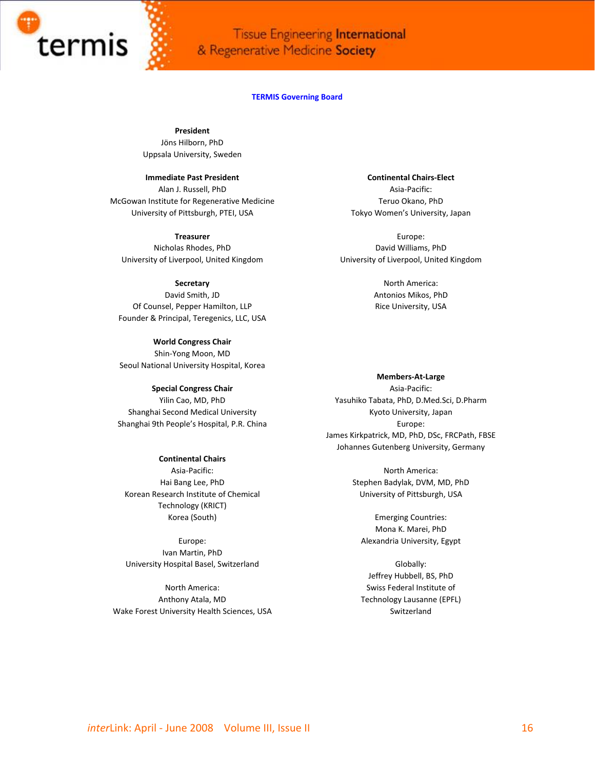## TERMIS Governing Board

**President**
Jöns Hilborn, PhD
Uppsala University, Sweden

**Immediate Past President**
Alan J. Russell, PhD
McGowan Institute for Regenerative Medicine
University of Pittsburgh, PTEI, USA

**Treasurer**
Nicholas Rhodes, PhD
University of Liverpool, United Kingdom

**Secretary**
David Smith, JD
Of Counsel, Pepper Hamilton, LLP
Founder & Principal, Teregenics, LLC, USA

**World Congress Chair**
Shin-Yong Moon, MD
Seoul National University Hospital, Korea

**Special Congress Chair**
Yilin Cao, MD, PhD
Shanghai Second Medical University
Shanghai 9th People's Hospital, P.R. China

**Continental Chairs**
Asia-Pacific:
Hai Bang Lee, PhD
Korean Research Institute of Chemical Technology (KRICT)
Korea (South)

Europe:
Ivan Martin, PhD
University Hospital Basel, Switzerland

North America:
Anthony Atala, MD
Wake Forest University Health Sciences, USA

**Continental Chairs-Elect**
Asia-Pacific:
Teruo Okano, PhD
Tokyo Women's University, Japan

Europe:
David Williams, PhD
University of Liverpool, United Kingdom

North America:
Antonios Mikos, PhD
Rice University, USA

**Members-At-Large**
Asia-Pacific:
Yasuhiko Tabata, PhD, D.Med.Sci, D.Pharm
Kyoto University, Japan
Europe:
James Kirkpatrick, MD, PhD, DSc, FRCPath, FBSE
Johannes Gutenberg University, Germany

North America:
Stephen Badylak, DVM, MD, PhD
University of Pittsburgh, USA

Emerging Countries:
Mona K. Marei, PhD
Alexandria University, Egypt

Globally:
Jeffrey Hubbell, BS, PhD
Swiss Federal Institute of Technology Lausanne (EPFL)
Switzerland